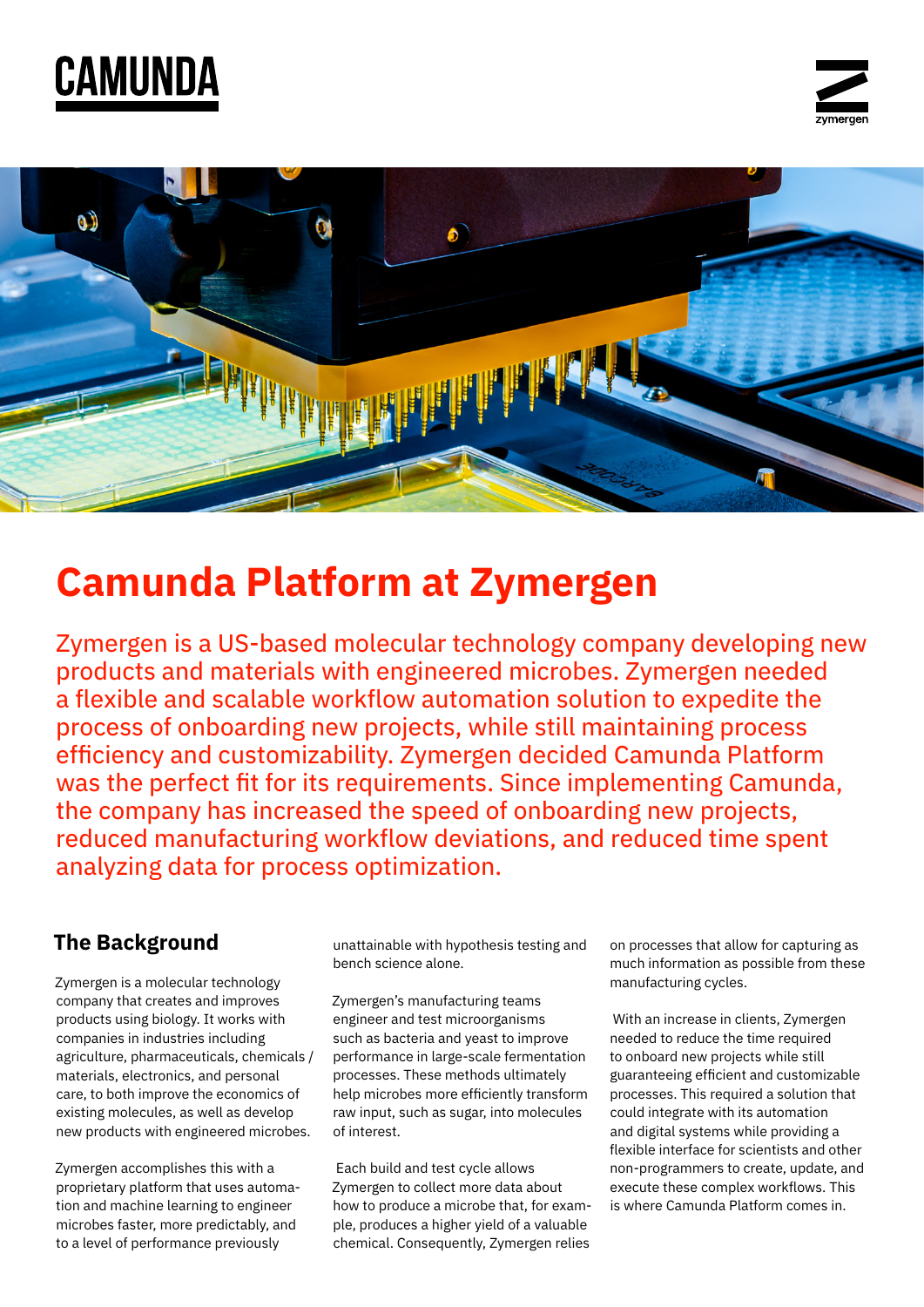# Camunda Platform at Zymergen

Zymergen is a US-based molecular technology company developing new products and materials with engineered microbes. Zymergen needed a flexible and scalable workflow automation solution to expedite the process of onboarding new projects, while still maintaining process efficiency and customizability. Zymergen decided Camunda Platform was the perfect fit for its requirements. Since implementing Camunda, the company has increased the speed of onboarding new projects, reduced manufacturing workflow deviations, and reduced time spent analyzing data for process optimization.

## The Background

Zymergen is a molecular technology company that creates and improves products using biology. It works with companies in industries including agriculture, pharmaceuticals, chemicals / materials, electronics, and personal care, to both improve the economics of existing molecules, as well as develop new products with engineered microbes.

Zymergen accomplishes this with a proprietary platform that uses automation and machine learning to engineer microbes faster, more predictably, and to a level of performance previously unattainable with hypothesis testing and bench science alone.

Zymergen's manufacturing teams engineer and test microorganisms such as bacteria and yeast to improve performance in large-scale fermentation processes. These methods ultimately help microbes more efficiently transform raw input, such as sugar, into molecules of interest.

Each build and test cycle allows Zymergen to collect more data about how to produce a microbe that, for example, produces a higher yield of a valuable chemical. Consequently, Zymergen relies on processes that allow for capturing as much information as possible from these manufacturing cycles.

With an increase in clients, Zymergen needed to reduce the time required to onboard new projects while still guaranteeing efficient and customizable processes. This required a solution that could integrate with its automation and digital systems while providing a flexible interface for scientists and other non-programmers to create, update, and execute these complex workflows. This is where Camunda Platform comes in.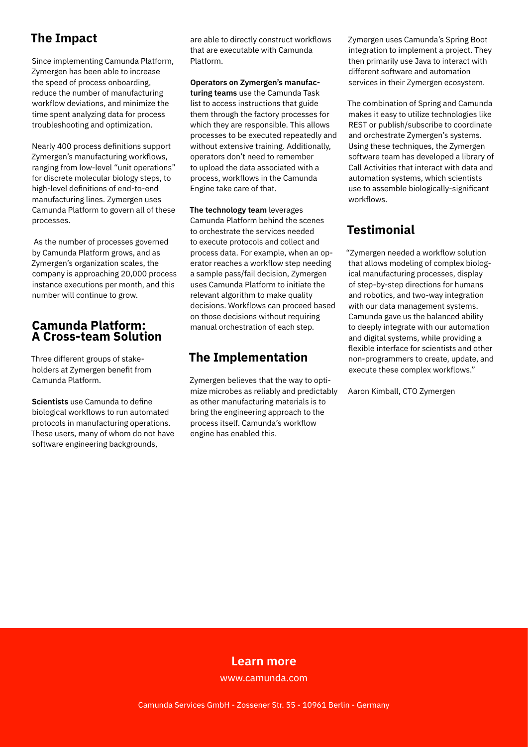## The Impact

Since implementing Camunda Platform, Zymergen has been able to increase the speed of process onboarding, reduce the number of manufacturing workflow deviations, and minimize the time spent analyzing data for process troubleshooting and optimization.

Nearly 400 process definitions support Zymergen's manufacturing workflows, ranging from low-level "unit operations" for discrete molecular biology steps, to high-level definitions of end-to-end manufacturing lines. Zymergen uses Camunda Platform to govern all of these processes.

As the number of processes governed by Camunda Platform grows, and as Zymergen's organization scales, the company is approaching 20,000 process instance executions per month, and this number will continue to grow.

## Camunda Platform: A Cross-team Solution

Three different groups of stakeholders at Zymergen benefit from Camunda Platform.

**Scientists** use Camunda to define biological workflows to run automated protocols in manufacturing operations. These users, many of whom do not have software engineering backgrounds, are able to directly construct workflows that are executable with Camunda Platform.

**Operators on Zymergen's manufacturing teams** use the Camunda Task list to access instructions that guide them through the factory processes for which they are responsible. This allows processes to be executed repeatedly and without extensive training. Additionally, operators don't need to remember to upload the data associated with a process, workflows in the Camunda Engine take care of that.

**The technology team** leverages Camunda Platform behind the scenes to orchestrate the services needed to execute protocols and collect and process data. For example, when an operator reaches a workflow step needing a sample pass/fail decision, Zymergen uses Camunda Platform to initiate the relevant algorithm to make quality decisions. Workflows can proceed based on those decisions without requiring manual orchestration of each step.

## The Implementation

Zymergen believes that the way to optimize microbes as reliably and predictably as other manufacturing materials is to bring the engineering approach to the process itself. Camunda's workflow engine has enabled this.

Zymergen uses Camunda's Spring Boot integration to implement a project. They then primarily use Java to interact with different software and automation services in their Zymergen ecosystem.

The combination of Spring and Camunda makes it easy to utilize technologies like REST or publish/subscribe to coordinate and orchestrate Zymergen's systems. Using these techniques, the Zymergen software team has developed a library of Call Activities that interact with data and automation systems, which scientists use to assemble biologically-significant workflows.

## Testimonial

"Zymergen needed a workflow solution that allows modeling of complex biological manufacturing processes, display of step-by-step directions for humans and robotics, and two-way integration with our data management systems. Camunda gave us the balanced ability to deeply integrate with our automation and digital systems, while providing a flexible interface for scientists and other non-programmers to create, update, and execute these complex workflows."

Aaron Kimball, CTO Zymergen

### Learn more

www.camunda.com

Camunda Services GmbH - Zossener Str. 55 - 10961 Berlin - Germany